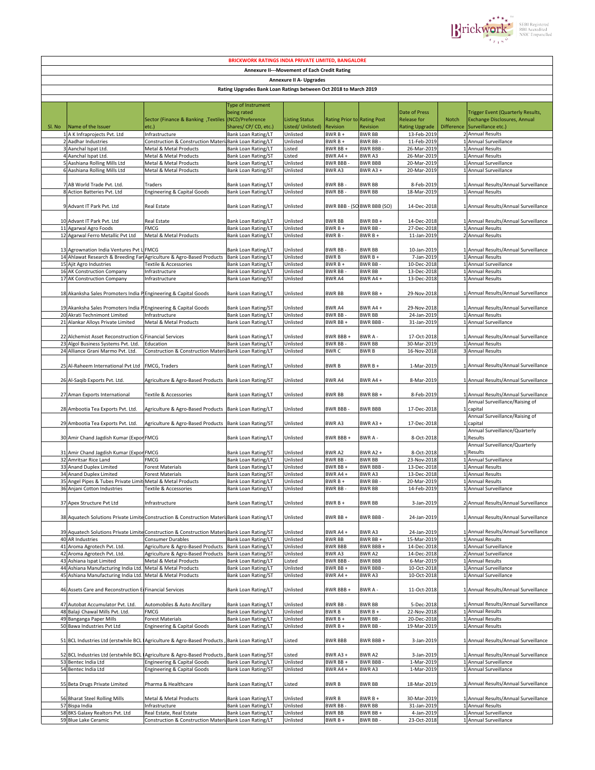# BRICKWORK RATINGS INDIA PRIVATE LIMITED, BANGALORE

## Annexure II---Movement of Each Credit Rating

### Annexure II A- Upgrades

#### Rating Upgrades Bank Loan Ratings between Oct 2018 to March 2019

| Sl. No | Name of the Issuer | Sector (Finance & Banking ,Textiles etc.) | Type of Instrument being rated (NCD/Preference Shares/ CP/ CD, etc.) | Listing Status Listed/ Unlisted) | Rating Prior to Revision | Rating Post Revision | Date of Press Release for Rating Upgrade | Notch Difference | Trigger Event (Quarterly Results, Exchange Disclosures, Annual Surveillance etc.) |
|---|---|---|---|---|---|---|---|---|---|
| 1 | A K Infraprojects Pvt. Ltd | Infrastructure | Bank Loan Rating/LT | Unlisted | BWR B + | BWR BB | 13-Feb-2019 | 2 | Annual Results |
| 2 | Aadhar Industries | Construction & Construction Materia | Bank Loan Rating/LT | Unlisted | BWR B + | BWR BB - | 11-Feb-2019 | 1 | Annual Surveillance |
| 3 | Aanchal Ispat Ltd. | Metal & Metal Products | Bank Loan Rating/LT | Listed | BWR BB + | BWR BBB - | 26-Mar-2019 | 1 | Annual Results |
| 4 | Aanchal Ispat Ltd. | Metal & Metal Products | Bank Loan Rating/ST | Listed | BWR A4 + | BWR A3 | 26-Mar-2019 | 1 | Annual Results |
| 5 | Aashiana Rolling Mills Ltd | Metal & Metal Products | Bank Loan Rating/LT | Unlisted | BWR BBB - | BWR BBB | 20-Mar-2019 | 1 | Annual Surveillance |
| 6 | Aashiana Rolling Mills Ltd | Metal & Metal Products | Bank Loan Rating/ST | Unlisted | BWR A3 | BWR A3 + | 20-Mar-2019 | 1 | Annual Surveillance |
| 7 | AB World Trade Pvt. Ltd. | Traders | Bank Loan Rating/LT | Unlisted | BWR BB - | BWR BB | 8-Feb-2019 | 1 | Annual Results/Annual Surveillance |
| 8 | Action Batteries Pvt. Ltd | Engineering & Capital Goods | Bank Loan Rating/LT | Unlisted | BWR BB - | BWR BB | 18-Mar-2019 | 1 | Annual Results |
| 9 | Advant IT Park Pvt. Ltd | Real Estate | Bank Loan Rating/LT | Unlisted | BWR BBB - (SO | BWR BBB (SO) | 14-Dec-2018 | 1 | Annual Results/Annual Surveillance |
| 10 | Advant IT Park Pvt. Ltd. | Real Estate | Bank Loan Rating/LT | Unlisted | BWR BB | BWR BB + | 14-Dec-2018 | 1 | Annual Results/Annual Surveillance |
| 11 | Agarwal Agro Foods | FMCG | Bank Loan Rating/LT | Unlisted | BWR B + | BWR BB - | 27-Dec-2018 | 1 | Annual Results |
| 12 | Agarwal Ferro Metallic Pvt Ltd | Metal & Metal Products | Bank Loan Rating/LT | Unlisted | BWR B - | BWR B + | 11-Jan-2019 | 2 | Annual Results |
| 13 | Agrownation India Ventures Pvt L | FMCG | Bank Loan Rating/LT | Unlisted | BWR BB - | BWR BB | 10-Jan-2019 | 1 | Annual Results/Annual Surveillance |
| 14 | Ahlawat Research & Breeding Far | Agriculture & Agro-Based Products | Bank Loan Rating/LT | Unlisted | BWR B | BWR B + | 7-Jan-2019 | 1 | Annual Results |
| 15 | Ajit Agro Industries | Textile & Accessories | Bank Loan Rating/LT | Unlisted | BWR B + | BWR BB - | 10-Dec-2018 | 1 | Annual Surveillance |
| 16 | AK Construction Company | Infrastructure | Bank Loan Rating/LT | Unlisted | BWR BB - | BWR BB | 13-Dec-2018 | 1 | Annual Results |
| 17 | AK Construction Company | Infrastructure | Bank Loan Rating/ST | Unlisted | BWR A4 | BWR A4 + | 13-Dec-2018 | 1 | Annual Results |
| 18 | Akanksha Sales Promoters India P | Engineering & Capital Goods | Bank Loan Rating/LT | Unlisted | BWR BB | BWR BB + | 29-Nov-2018 | 1 | Annual Results/Annual Surveillance |
| 19 | Akanksha Sales Promoters India P | Engineering & Capital Goods | Bank Loan Rating/ST | Unlisted | BWR A4 | BWR A4 + | 29-Nov-2018 | 1 | Annual Results/Annual Surveillance |
| 20 | Akrati Technimont Limited | Infrastructure | Bank Loan Rating/LT | Unlisted | BWR BB - | BWR BB | 24-Jan-2019 | 1 | Annual Results |
| 21 | Alankar Alloys Private Limited | Metal & Metal Products | Bank Loan Rating/LT | Unlisted | BWR BB + | BWR BBB - | 31-Jan-2019 | 1 | Annual Surveillance |
| 22 | Alchemist Asset Reconstruction C | Financial Services | Bank Loan Rating/LT | Unlisted | BWR BBB + | BWR A - | 17-Oct-2018 | 1 | Annual Results/Annual Surveillance |
| 23 | Algol Business Systems Pvt. Ltd. | Education | Bank Loan Rating/LT | Unlisted | BWR BB - | BWR BB | 30-Mar-2019 | 1 | Annual Results |
| 24 | Alliance Grani Marmo Pvt. Ltd. | Construction & Construction Materia | Bank Loan Rating/LT | Unlisted | BWR C | BWR B | 16-Nov-2018 | 3 | Annual Results |
| 25 | Al-Raheem International Pvt Ltd | FMCG, Traders | Bank Loan Rating/LT | Unlisted | BWR B | BWR B + | 1-Mar-2019 | 1 | Annual Results/Annual Surveillance |
| 26 | Al-Saqib Exports Pvt. Ltd. | Agriculture & Agro-Based Products | Bank Loan Rating/ST | Unlisted | BWR A4 | BWR A4 + | 8-Mar-2019 | 1 | Annual Results/Annual Surveillance |
| 27 | Aman Exports International | Textile & Accessories | Bank Loan Rating/LT | Unlisted | BWR BB | BWR BB + | 8-Feb-2019 | 1 | Annual Results/Annual Surveillance |
| 28 | Ambootia Tea Exports Pvt. Ltd. | Agriculture & Agro-Based Products | Bank Loan Rating/LT | Unlisted | BWR BBB - | BWR BBB | 17-Dec-2018 | 1 | Annual Surveillance/Raising of capital |
| 29 | Ambootia Tea Exports Pvt. Ltd. | Agriculture & Agro-Based Products | Bank Loan Rating/ST | Unlisted | BWR A3 | BWR A3 + | 17-Dec-2018 | 1 | Annual Surveillance/Raising of capital |
| 30 | Amir Chand Jagdish Kumar (Expor | FMCG | Bank Loan Rating/LT | Unlisted | BWR BBB + | BWR A - | 8-Oct-2018 | 1 | Annual Surveillance/Quarterly Results |
| 31 | Amir Chand Jagdish Kumar (Expor | FMCG | Bank Loan Rating/ST | Unlisted | BWR A2 | BWR A2 + | 8-Oct-2018 | 1 | Annual Surveillance/Quarterly Results |
| 32 | Amritsar Rice Land | FMCG | Bank Loan Rating/LT | Unlisted | BWR BB - | BWR BB | 23-Nov-2018 | 1 | Annual Surveillance |
| 33 | Anand Duplex Limited | Forest Materials | Bank Loan Rating/LT | Unlisted | BWR BB + | BWR BBB - | 13-Dec-2018 | 1 | Annual Results |
| 34 | Anand Duplex Limited | Forest Materials | Bank Loan Rating/ST | Unlisted | BWR A4 + | BWR A3 | 13-Dec-2018 | 1 | Annual Results |
| 35 | Angel Pipes & Tubes Private Limit | Metal & Metal Products | Bank Loan Rating/LT | Unlisted | BWR B + | BWR BB - | 20-Mar-2019 | 1 | Annual Results |
| 36 | Anjani Cotton Industries | Textile & Accessories | Bank Loan Rating/LT | Unlisted | BWR BB - | BWR BB | 14-Feb-2019 | 1 | Annual Surveillance |
| 37 | Apex Structure Pvt Ltd | Infrastructure | Bank Loan Rating/LT | Unlisted | BWR B + | BWR BB | 3-Jan-2019 | 2 | Annual Results/Annual Surveillance |
| 38 | Aquatech Solutions Private Limite | Construction & Construction Materia | Bank Loan Rating/LT | Unlisted | BWR BB + | BWR BBB - | 24-Jan-2019 | 1 | Annual Results/Annual Surveillance |
| 39 | Aquatech Solutions Private Limite | Construction & Construction Materia | Bank Loan Rating/ST | Unlisted | BWR A4 + | BWR A3 | 24-Jan-2019 | 1 | Annual Results/Annual Surveillance |
| 40 | AR Industries | Consumer Durables | Bank Loan Rating/LT | Unlisted | BWR BB | BWR BB + | 15-Mar-2019 | 1 | Annual Results |
| 41 | Aroma Agrotech Pvt. Ltd. | Agriculture & Agro-Based Products | Bank Loan Rating/LT | Unlisted | BWR BBB | BWR BBB + | 14-Dec-2018 | 1 | Annual Surveillance |
| 42 | Aroma Agrotech Pvt. Ltd. | Agriculture & Agro-Based Products | Bank Loan Rating/ST | Unlisted | BWR A3 | BWR A2 | 14-Dec-2018 | 2 | Annual Surveillance |
| 43 | Ashiana Ispat Limited | Metal & Metal Products | Bank Loan Rating/LT | Listed | BWR BBB - | BWR BBB | 6-Mar-2019 | 1 | Annual Results |
| 44 | Ashiana Manufacturing India Ltd. | Metal & Metal Products | Bank Loan Rating/LT | Unlisted | BWR BB + | BWR BBB - | 10-Oct-2018 | 1 | Annual Surveillance |
| 45 | Ashiana Manufacturing India Ltd. | Metal & Metal Products | Bank Loan Rating/ST | Unlisted | BWR A4 + | BWR A3 | 10-Oct-2018 | 1 | Annual Surveillance |
| 46 | Assets Care and Reconstruction E | Financial Services | Bank Loan Rating/LT | Unlisted | BWR BBB + | BWR A - | 11-Oct-2018 | 1 | Annual Results/Annual Surveillance |
| 47 | Autobat Accumulator Pvt. Ltd. | Automobiles & Auto Ancillary | Bank Loan Rating/LT | Unlisted | BWR BB - | BWR BB | 5-Dec-2018 | 1 | Annual Results/Annual Surveillance |
| 48 | Balaji Chawal Mills Pvt. Ltd. | FMCG | Bank Loan Rating/LT | Unlisted | BWR B | BWR B + | 22-Nov-2018 | 1 | Annual Results |
| 49 | Banganga Paper Mills | Forest Materials | Bank Loan Rating/LT | Unlisted | BWR B + | BWR BB - | 20-Dec-2018 | 1 | Annual Results |
| 50 | Bawa Industries Pvt Ltd | Engineering & Capital Goods | Bank Loan Rating/LT | Unlisted | BWR B + | BWR BB - | 19-Mar-2019 | 1 | Annual Results |
| 51 | BCL Industries Ltd (erstwhile BCL I | Agriculture & Agro-Based Products , | Bank Loan Rating/LT | Listed | BWR BBB | BWR BBB + | 3-Jan-2019 | 1 | Annual Results/Annual Surveillance |
| 52 | BCL Industries Ltd (erstwhile BCL I | Agriculture & Agro-Based Products , | Bank Loan Rating/ST | Listed | BWR A3 + | BWR A2 | 3-Jan-2019 | 1 | Annual Results/Annual Surveillance |
| 53 | Bentec India Ltd | Engineering & Capital Goods | Bank Loan Rating/LT | Unlisted | BWR BB + | BWR BBB - | 1-Mar-2019 | 1 | Annual Surveillance |
| 54 | Bentec India Ltd | Engineering & Capital Goods | Bank Loan Rating/ST | Unlisted | BWR A4 + | BWR A3 | 1-Mar-2019 | 1 | Annual Surveillance |
| 55 | Beta Drugs Private Limited | Pharma & Healthcare | Bank Loan Rating/LT | Listed | BWR B | BWR BB | 18-Mar-2019 | 3 | Annual Results/Annual Surveillance |
| 56 | Bharat Steel Rolling Mills | Metal & Metal Products | Bank Loan Rating/LT | Unlisted | BWR B | BWR B + | 30-Mar-2019 | 1 | Annual Results/Annual Surveillance |
| 57 | Bispa India | Infrastructure | Bank Loan Rating/LT | Unlisted | BWR BB - | BWR BB | 31-Jan-2019 | 1 | Annual Results |
| 58 | BKS Galaxy Realtors Pvt. Ltd | Real Estate, Real Estate | Bank Loan Rating/LT | Unlisted | BWR BB | BWR BB + | 4-Jan-2019 | 1 | Annual Surveillance |
| 59 | Blue Lake Ceramic | Construction & Construction Materia | Bank Loan Rating/LT | Unlisted | BWR B + | BWR BB - | 23-Oct-2018 | 1 | Annual Surveillance |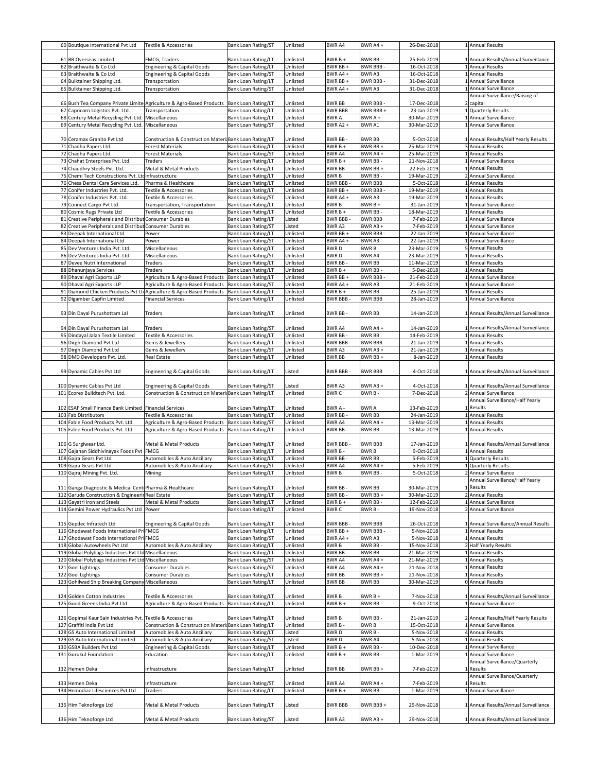| 60 | Boutique International Pvt Ltd | Textile & Accessories | Bank Loan Rating/ST | Unlisted | BWR A4 | BWR A4 + | 26-Dec-2018 | 1 | Annual Results |
|---|---|---|---|---|---|---|---|---|---|
| 61 | BR Overseas Limited | FMCG, Traders | Bank Loan Rating/LT | Unlisted | BWR B + | BWR BB - | 25-Feb-2019 | 1 | Annual Results/Annual Surveillance |
| 62 | Braithwaite & Co Ltd | Engineering & Capital Goods | Bank Loan Rating/LT | Unlisted | BWR BB + | BWR BBB - | 16-Oct-2018 | 1 | Annual Results |
| 63 | Braithwaite & Co Ltd | Engineering & Capital Goods | Bank Loan Rating/ST | Unlisted | BWR A4 + | BWR A3 | 16-Oct-2018 | 1 | Annual Results |
| 64 | Bulktainer Shipping Ltd. | Transportation | Bank Loan Rating/LT | Unlisted | BWR BB + | BWR BBB - | 31-Dec-2018 | 1 | Annual Surveillance |
| 65 | Bulktainer Shipping Ltd. | Transportation | Bank Loan Rating/ST | Unlisted | BWR A4 + | BWR A3 | 31-Dec-2018 | 1 | Annual Surveillance |
| 66 | Bush Tea Company Private Limited | Agriculture & Agro-Based Products | Bank Loan Rating/LT | Unlisted | BWR BB | BWR BBB - | 17-Dec-2018 | 2 | Annual Surveillance/Raising of capital |
| 67 | Capricorn Logistics Pvt. Ltd. | Transportation | Bank Loan Rating/LT | Unlisted | BWR BBB | BWR BBB + | 23-Jan-2019 | 1 | Quarterly Results |
| 68 | Century Metal Recycling Pvt. Ltd. | Miscellaneous | Bank Loan Rating/LT | Unlisted | BWR A | BWR A + | 30-Mar-2019 | 1 | Annual Surveillance |
| 69 | Century Metal Recycling Pvt. Ltd. | Miscellaneous | Bank Loan Rating/ST | Unlisted | BWR A2 + | BWR A1 | 30-Mar-2019 | 1 | Annual Surveillance |
| 70 | Ceramax Granito Pvt Ltd | Construction & Construction Materials | Bank Loan Rating/LT | Unlisted | BWR BB - | BWR BB | 5-Oct-2018 | 1 | Annual Results/Half Yearly Results |
| 71 | Chadha Papers Ltd. | Forest Materials | Bank Loan Rating/LT | Unlisted | BWR B + | BWR BB + | 25-Mar-2019 | 3 | Annual Results |
| 72 | Chadha Papers Ltd. | Forest Materials | Bank Loan Rating/ST | Unlisted | BWR A4 | BWR A4 + | 25-Mar-2019 | 1 | Annual Results |
| 73 | Chahat Enterprises Pvt. Ltd. | Traders | Bank Loan Rating/LT | Unlisted | BWR B + | BWR BB - | 21-Nov-2018 | 1 | Annual Surveillance |
| 74 | Chaudhry Steels Pvt. Ltd. | Metal & Metal Products | Bank Loan Rating/LT | Unlisted | BWR BB | BWR BB + | 22-Feb-2019 | 1 | Annual Results |
| 75 | Chemi Tech Constructions Pvt. Ltd | Infrastructure | Bank Loan Rating/LT | Unlisted | BWR B | BWR BB - | 19-Mar-2019 | 2 | Annual Surveillance |
| 76 | Chesa Dental Care Services Ltd. | Pharma & Healthcare | Bank Loan Rating/LT | Unlisted | BWR BBB - | BWR BBB | 5-Oct-2018 | 1 | Annual Results |
| 77 | Conifer Industries Pvt. Ltd. | Textile & Accessories | Bank Loan Rating/LT | Unlisted | BWR BB + | BWR BBB - | 19-Mar-2019 | 1 | Annual Results |
| 78 | Conifer Industries Pvt. Ltd. | Textile & Accessories | Bank Loan Rating/ST | Unlisted | BWR A4 + | BWR A3 | 19-Mar-2019 | 1 | Annual Results |
| 79 | Connect Cargo Pvt Ltd | Transportation, Transportation | Bank Loan Rating/LT | Unlisted | BWR B | BWR B + | 31-Jan-2019 | 1 | Annual Surveillance |
| 80 | Cosmic Rugs Private Ltd | Textile & Accessories | Bank Loan Rating/LT | Unlisted | BWR B + | BWR BB - | 18-Mar-2019 | 1 | Annual Results |
| 81 | Creative Peripherals and Distribut | Consumer Durables | Bank Loan Rating/LT | Listed | BWR BBB - | BWR BBB | 7-Feb-2019 | 1 | Annual Surveillance |
| 82 | Creative Peripherals and Distribut | Consumer Durables | Bank Loan Rating/ST | Listed | BWR A3 | BWR A3 + | 7-Feb-2019 | 1 | Annual Surveillance |
| 83 | Deepak International Ltd | Power | Bank Loan Rating/LT | Unlisted | BWR BB + | BWR BBB - | 22-Jan-2019 | 1 | Annual Surveillance |
| 84 | Deepak International Ltd | Power | Bank Loan Rating/ST | Unlisted | BWR A4 + | BWR A3 | 22-Jan-2019 | 1 | Annual Surveillance |
| 85 | Dev Ventures India Pvt. Ltd. | Miscellaneous | Bank Loan Rating/LT | Unlisted | BWR D | BWR B | 23-Mar-2019 | 5 | Annual Results |
| 86 | Dev Ventures India Pvt. Ltd. | Miscellaneous | Bank Loan Rating/ST | Unlisted | BWR D | BWR A4 | 23-Mar-2019 | 1 | Annual Results |
| 87 | Devee Nutri International | Traders | Bank Loan Rating/LT | Unlisted | BWR BB - | BWR BB | 11-Mar-2019 | 1 | Annual Results |
| 88 | Dhanunjaya Services | Traders | Bank Loan Rating/LT | Unlisted | BWR B + | BWR BB - | 5-Dec-2018 | 1 | Annual Results |
| 89 | Dhaval Agri Exports LLP | Agriculture & Agro-Based Products | Bank Loan Rating/LT | Unlisted | BWR BB + | BWR BBB - | 21-Feb-2019 | 1 | Annual Surveillance |
| 90 | Dhaval Agri Exports LLP | Agriculture & Agro-Based Products | Bank Loan Rating/ST | Unlisted | BWR A4 + | BWR A3 | 21-Feb-2019 | 1 | Annual Surveillance |
| 91 | Diamond Chicken Products Pvt Ltd | Agriculture & Agro-Based Products | Bank Loan Rating/LT | Unlisted | BWR B + | BWR BB - | 25-Jan-2019 | 1 | Annual Results |
| 92 | Digamber Capfin Limited | Financial Services | Bank Loan Rating/LT | Unlisted | BWR BBB - | BWR BBB | 28-Jan-2019 | 1 | Annual Surveillance |
| 93 | Din Dayal Purushottam Lal | Traders | Bank Loan Rating/LT | Unlisted | BWR BB - | BWR BB | 14-Jan-2019 | 1 | Annual Results/Annual Surveillance |
| 94 | Din Dayal Purushottam Lal | Traders | Bank Loan Rating/ST | Unlisted | BWR A4 | BWR A4 + | 14-Jan-2019 | 1 | Annual Results/Annual Surveillance |
| 95 | Dindayal Jalan Textile Limited | Textile & Accessories | Bank Loan Rating/LT | Unlisted | BWR BB - | BWR BB | 14-Feb-2019 | 1 | Annual Results |
| 96 | Dirgh Diamond Pvt Ltd | Gems & Jewellery | Bank Loan Rating/LT | Unlisted | BWR BBB - | BWR BBB | 21-Jan-2019 | 1 | Annual Results |
| 97 | Dirgh Diamond Pvt Ltd | Gems & Jewellery | Bank Loan Rating/ST | Unlisted | BWR A3 | BWR A3 + | 21-Jan-2019 | 1 | Annual Results |
| 98 | DMD Developers Pvt. Ltd. | Real Estate | Bank Loan Rating/LT | Unlisted | BWR BB | BWR BB + | 8-Jan-2019 | 1 | Annual Results |
| 99 | Dynamic Cables Pvt Ltd | Engineering & Capital Goods | Bank Loan Rating/LT | Listed | BWR BBB - | BWR BBB | 4-Oct-2018 | 1 | Annual Results/Annual Surveillance |
| 100 | Dynamic Cables Pvt Ltd | Engineering & Capital Goods | Bank Loan Rating/ST | Listed | BWR A3 | BWR A3 + | 4-Oct-2018 | 1 | Annual Results/Annual Surveillance |
| 101 | Ecorex Buildtech Pvt. Ltd. | Construction & Construction Materials | Bank Loan Rating/LT | Unlisted | BWR C | BWR B - | 7-Dec-2018 | 2 | Annual Surveillance |
| 102 | ESAF Small Finance Bank Limited | Financial Services | Bank Loan Rating/LT | Unlisted | BWR A - | BWR A | 13-Feb-2019 | 1 | Annual Surveillance/Half Yearly Results |
| 103 | Fab Distributors | Textile & Accessories | Bank Loan Rating/LT | Unlisted | BWR BB - | BWR BB | 24-Jan-2019 | 1 | Annual Results |
| 104 | Fable Food Products Pvt. Ltd. | Agriculture & Agro-Based Products | Bank Loan Rating/ST | Unlisted | BWR A4 | BWR A4 + | 13-Mar-2019 | 1 | Annual Results |
| 105 | Fable Food Products Pvt. Ltd. | Agriculture & Agro-Based Products | Bank Loan Rating/LT | Unlisted | BWR BB - | BWR BB | 13-Mar-2019 | 1 | Annual Results |
| 106 | G Surgiwear Ltd. | Metal & Metal Products | Bank Loan Rating/LT | Unlisted | BWR BBB - | BWR BBB | 17-Jan-2019 | 1 | Annual Results/Annual Surveillance |
| 107 | Gajanan Siddhivinayak Foods Pvt | FMCG | Bank Loan Rating/LT | Unlisted | BWR B - | BWR B | 9-Oct-2018 | 1 | Annual Results |
| 108 | Gajra Gears Pvt Ltd | Automobiles & Auto Ancillary | Bank Loan Rating/LT | Unlisted | BWR BB - | BWR BB | 5-Feb-2019 | 1 | Quarterly Results |
| 109 | Gajra Gears Pvt Ltd | Automobiles & Auto Ancillary | Bank Loan Rating/ST | Unlisted | BWR A4 | BWR A4 + | 5-Feb-2019 | 1 | Quarterly Results |
| 110 | Gajraj Mining Pvt. Ltd. | Mining | Bank Loan Rating/LT | Unlisted | BWR B | BWR BB - | 5-Oct-2018 | 2 | Annual Surveillance |
| 111 | Ganga Diagnostic & Medical Centr | Pharma & Healthcare | Bank Loan Rating/LT | Unlisted | BWR BB - | BWR BB | 30-Mar-2019 | 1 | Annual Surveillance/Half Yearly Results |
| 112 | Garuda Construction & Engineerin | Real Estate | Bank Loan Rating/LT | Unlisted | BWR BB - | BWR BB + | 30-Mar-2019 | 2 | Annual Results |
| 113 | Gayatri Iron and Steels | Metal & Metal Products | Bank Loan Rating/LT | Unlisted | BWR B + | BWR BB - | 12-Feb-2019 | 1 | Annual Surveillance |
| 114 | Gemini Power Hydraulics Pvt Ltd | Power | Bank Loan Rating/LT | Unlisted | BWR C | BWR B - | 19-Nov-2018 | 2 | Annual Surveillance |
| 115 | Gepdec Infratech Ltd | Engineering & Capital Goods | Bank Loan Rating/LT | Unlisted | BWR BBB - | BWR BBB | 26-Oct-2018 | 1 | Annual Surveillance/Annual Results |
| 116 | Ghodawat Foods International Pri | FMCG | Bank Loan Rating/LT | Unlisted | BWR BB + | BWR BBB - | 5-Nov-2018 | 1 | Annual Results |
| 117 | Ghodawat Foods International Pri | FMCG | Bank Loan Rating/ST | Unlisted | BWR A4 + | BWR A3 | 5-Nov-2018 | 1 | Annual Results |
| 118 | Global Autowheels Pvt Ltd | Automobiles & Auto Ancillary | Bank Loan Rating/LT | Unlisted | BWR B | BWR BB - | 15-Nov-2018 | 2 | Half Yearly Results |
| 119 | Global Polybags Industries Pvt Ltd | Miscellaneous | Bank Loan Rating/LT | Unlisted | BWR BB - | BWR BB | 21-Mar-2019 | 1 | Annual Results |
| 120 | Global Polybags Industries Pvt Ltd | Miscellaneous | Bank Loan Rating/ST | Unlisted | BWR A4 | BWR A4 + | 21-Mar-2019 | 1 | Annual Results |
| 121 | Goel Lightings | Consumer Durables | Bank Loan Rating/ST | Unlisted | BWR A4 | BWR A4 + | 21-Nov-2018 | 1 | Annual Results |
| 122 | Goel Lightings | Consumer Durables | Bank Loan Rating/LT | Unlisted | BWR BB | BWR BB + | 21-Nov-2018 | 1 | Annual Results |
| 123 | Gohilwad Ship Breaking Company | Miscellaneous | Bank Loan Rating/LT | Unlisted | BWR BB | BWR BB | 30-Mar-2019 | 0 | Annual Results |
| 124 | Golden Cotton Industries | Textile & Accessories | Bank Loan Rating/LT | Unlisted | BWR B | BWR B + | 7-Nov-2018 | 1 | Annual Results/Annual Surveillance |
| 125 | Good Greens India Pvt Ltd | Agriculture & Agro-Based Products | Bank Loan Rating/LT | Unlisted | BWR B + | BWR BB - | 9-Oct-2018 | 1 | Annual Surveillance |
| 126 | Gopimal Kaur Sain Industries Pvt. | Textile & Accessories | Bank Loan Rating/LT | Unlisted | BWR B | BWR BB - | 21-Jan-2019 | 2 | Annual Results/Half Yearly Results |
| 127 | Graffiti India Pvt Ltd | Construction & Construction Materials | Bank Loan Rating/LT | Unlisted | BWR B - | BWR B | 15-Oct-2018 | 1 | Annual Surveillance |
| 128 | GS Auto International Limited | Automobiles & Auto Ancillary | Bank Loan Rating/LT | Listed | BWR D | BWR B - | 5-Nov-2018 | 4 | Annual Results |
| 129 | GS Auto International Limited | Automobiles & Auto Ancillary | Bank Loan Rating/ST | Listed | BWR D | BWR A4 | 5-Nov-2018 | 1 | Annual Results |
| 130 | GSBA Builders Pvt Ltd | Engineering & Capital Goods | Bank Loan Rating/LT | Unlisted | BWR B + | BWR BB - | 10-Dec-2018 | 1 | Annual Surveillance |
| 131 | Gurukul Foundation | Education | Bank Loan Rating/LT | Unlisted | BWR B + | BWR BB - | 1-Mar-2019 | 1 | Annual Surveillance |
| 132 | Hemen Deka | Infrastructure | Bank Loan Rating/LT | Unlisted | BWR BB | BWR BB + | 7-Feb-2019 | 1 | Annual Surveillance/Quarterly Results |
| 133 | Hemen Deka | Infrastructure | Bank Loan Rating/ST | Unlisted | BWR A4 | BWR A4 + | 7-Feb-2019 | 1 | Annual Surveillance/Quarterly Results |
| 134 | Hemodiaz Lifesciences Pvt Ltd | Traders | Bank Loan Rating/LT | Unlisted | BWR B + | BWR BB - | 1-Mar-2019 | 1 | Annual Surveillance |
| 135 | Him Teknoforge Ltd | Metal & Metal Products | Bank Loan Rating/LT | Listed | BWR BBB | BWR BBB + | 29-Nov-2018 | 1 | Annual Results/Annual Surveillance |
| 136 | Him Teknoforge Ltd | Metal & Metal Products | Bank Loan Rating/ST | Listed | BWR A3 | BWR A3 + | 29-Nov-2018 | 1 | Annual Results/Annual Surveillance |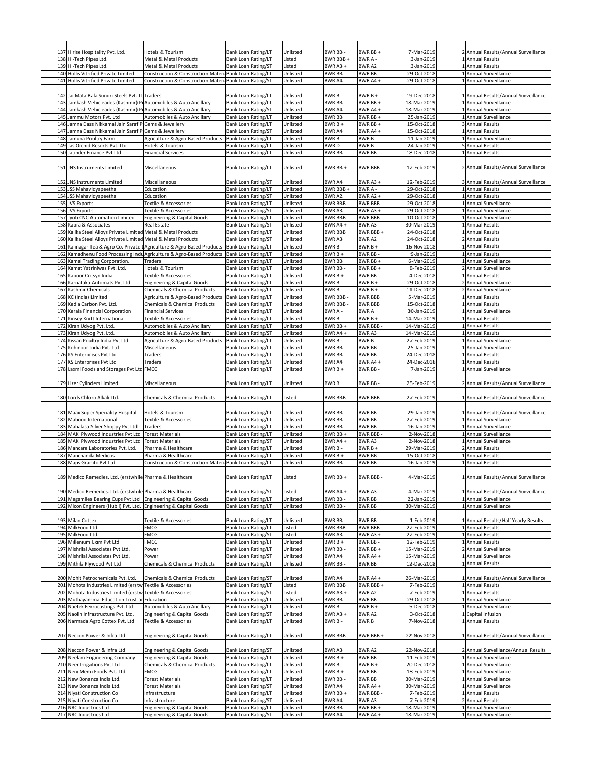| | | | | | | | | | |
|---|---|---|---|---|---|---|---|---|---|
| 137 | Hirise Hospitality Pvt. Ltd. | Hotels & Tourism | Bank Loan Rating/LT | Unlisted | BWR BB - | BWR BB + | 7-Mar-2019 | 2 | Annual Results/Annual Surveillance |
| 138 | Hi-Tech Pipes Ltd. | Metal & Metal Products | Bank Loan Rating/LT | Listed | BWR BBB + | BWR A - | 3-Jan-2019 | 1 | Annual Results |
| 139 | Hi-Tech Pipes Ltd. | Metal & Metal Products | Bank Loan Rating/ST | Listed | BWR A3 + | BWR A2 | 3-Jan-2019 | 1 | Annual Results |
| 140 | Hollis Vitrified Private Limited | Construction & Construction Materia | Bank Loan Rating/LT | Unlisted | BWR BB - | BWR BB | 29-Oct-2018 | 1 | Annual Surveillance |
| 141 | Hollis Vitrified Private Limited | Construction & Construction Materia | Bank Loan Rating/ST | Unlisted | BWR A4 | BWR A4 + | 29-Oct-2018 | 1 | Annual Surveillance |
| 142 | Jai Mata Bala Sundri Steels Pvt. Lt | Traders | Bank Loan Rating/LT | Unlisted | BWR B | BWR B + | 19-Dec-2018 | 1 | Annual Results/Annual Surveillance |
| 143 | Jamkash Vehicleades (Kashmir) Pr | Automobiles & Auto Ancillary | Bank Loan Rating/LT | Unlisted | BWR BB | BWR BB + | 18-Mar-2019 | 1 | Annual Surveillance |
| 144 | Jamkash Vehicleades (Kashmir) Pr | Automobiles & Auto Ancillary | Bank Loan Rating/ST | Unlisted | BWR A4 | BWR A4 + | 18-Mar-2019 | 1 | Annual Surveillance |
| 145 | Jammu Motors Pvt. Ltd | Automobiles & Auto Ancillary | Bank Loan Rating/LT | Unlisted | BWR BB | BWR BB + | 25-Jan-2019 | 1 | Annual Surveillance |
| 146 | Jamna Dass Nikkamal Jain Saraf P | Gems & Jewellery | Bank Loan Rating/LT | Unlisted | BWR B + | BWR BB + | 15-Oct-2018 | 3 | Annual Results |
| 147 | Jamna Dass Nikkamal Jain Saraf P | Gems & Jewellery | Bank Loan Rating/ST | Unlisted | BWR A4 | BWR A4 + | 15-Oct-2018 | 1 | Annual Results |
| 148 | Jamuna Poultry Farm | Agriculture & Agro-Based Products | Bank Loan Rating/LT | Unlisted | BWR B - | BWR B | 11-Jan-2019 | 1 | Annual Surveillance |
| 149 | Jas Orchid Resorts Pvt. Ltd | Hotels & Tourism | Bank Loan Rating/LT | Unlisted | BWR D | BWR B | 24-Jan-2019 | 5 | Annual Results |
| 150 | Jatinder Finance Pvt Ltd | Financial Services | Bank Loan Rating/LT | Unlisted | BWR BB - | BWR BB | 18-Dec-2018 | 1 | Annual Results |
| 151 | JNS Instruments Limited | Miscellaneous | Bank Loan Rating/LT | Unlisted | BWR BB + | BWR BBB | 12-Feb-2019 | 2 | Annual Results/Annual Surveillance |
| 152 | JNS Instruments Limited | Miscellaneous | Bank Loan Rating/ST | Unlisted | BWR A4 | BWR A3 + | 12-Feb-2019 | 3 | Annual Results/Annual Surveillance |
| 153 | JSS Mahavidyapeetha | Education | Bank Loan Rating/LT | Unlisted | BWR BBB + | BWR A - | 29-Oct-2018 | 1 | Annual Results |
| 154 | JSS Mahavidyapeetha | Education | Bank Loan Rating/ST | Unlisted | BWR A2 | BWR A2 + | 29-Oct-2018 | 1 | Annual Results |
| 155 | JVS Exports | Textile & Accessories | Bank Loan Rating/LT | Unlisted | BWR BBB - | BWR BBB | 29-Oct-2018 | 1 | Annual Surveillance |
| 156 | JVS Exports | Textile & Accessories | Bank Loan Rating/ST | Unlisted | BWR A3 | BWR A3 + | 29-Oct-2018 | 1 | Annual Surveillance |
| 157 | Jyoti CNC Automation Limited | Engineering & Capital Goods | Bank Loan Rating/LT | Unlisted | BWR BBB - | BWR BBB | 10-Oct-2018 | 1 | Annual Surveillance |
| 158 | Kabra & Associates | Real Estate | Bank Loan Rating/ST | Unlisted | BWR A4 + | BWR A3 | 30-Mar-2019 | 1 | Annual Results |
| 159 | Kalika Steel Alloys Private Limited | Metal & Metal Products | Bank Loan Rating/LT | Unlisted | BWR BBB | BWR BBB + | 24-Oct-2018 | 1 | Annual Results |
| 160 | Kalika Steel Alloys Private Limited | Metal & Metal Products | Bank Loan Rating/ST | Unlisted | BWR A3 | BWR A2 | 24-Oct-2018 | 2 | Annual Results |
| 161 | Kalinagar Tea & Agro Co. Private L | Agriculture & Agro-Based Products | Bank Loan Rating/LT | Unlisted | BWR B | BWR B + | 16-Nov-2018 | 1 | Annual Results |
| 162 | Kamadhenu Food Processing Indu | Agriculture & Agro-Based Products | Bank Loan Rating/LT | Unlisted | BWR B + | BWR BB - | 9-Jan-2019 | 1 | Annual Results |
| 163 | Kamal Trading Corporation. | Traders | Bank Loan Rating/LT | Unlisted | BWR BB | BWR BB + | 6-Mar-2019 | 1 | Annual Surveillance |
| 164 | Kamat Yatriniwas Pvt. Ltd. | Hotels & Tourism | Bank Loan Rating/LT | Unlisted | BWR BB - | BWR BB + | 8-Feb-2019 | 2 | Annual Surveillance |
| 165 | Kapoor Cotsyn India | Textile & Accessories | Bank Loan Rating/LT | Unlisted | BWR B + | BWR BB - | 4-Dec-2018 | 1 | Annual Results |
| 166 | Karnataka Automats Pvt Ltd | Engineering & Capital Goods | Bank Loan Rating/LT | Unlisted | BWR B - | BWR B + | 29-Oct-2018 | 2 | Annual Surveillance |
| 167 | Kashmir Chemicals | Chemicals & Chemical Products | Bank Loan Rating/LT | Unlisted | BWR B - | BWR B + | 11-Dec-2018 | 2 | Annual Surveillance |
| 168 | KC (India) Limited | Agriculture & Agro-Based Products | Bank Loan Rating/LT | Unlisted | BWR BBB - | BWR BBB | 5-Mar-2019 | 1 | Annual Results |
| 169 | Kedia Carbon Pvt. Ltd. | Chemicals & Chemical Products | Bank Loan Rating/LT | Unlisted | BWR BBB - | BWR BBB | 15-Oct-2018 | 1 | Annual Results |
| 170 | Kerala Financial Corporation | Financial Services | Bank Loan Rating/LT | Unlisted | BWR A - | BWR A | 30-Jan-2019 | 1 | Annual Surveillance |
| 171 | Kinsey Knitt International | Textile & Accessories | Bank Loan Rating/LT | Unlisted | BWR B | BWR B + | 14-Mar-2019 | 1 | Annual Results |
| 172 | Kiran Udyog Pvt. Ltd. | Automobiles & Auto Ancillary | Bank Loan Rating/LT | Unlisted | BWR BB + | BWR BBB - | 14-Mar-2019 | 1 | Annual Results |
| 173 | Kiran Udyog Pvt. Ltd. | Automobiles & Auto Ancillary | Bank Loan Rating/ST | Unlisted | BWR A4 + | BWR A3 | 14-Mar-2019 | 1 | Annual Results |
| 174 | Kissan Poultry India Pvt Ltd | Agriculture & Agro-Based Products | Bank Loan Rating/LT | Unlisted | BWR B - | BWR B | 27-Feb-2019 | 1 | Annual Surveillance |
| 175 | Kohinoor India Pvt. Ltd. | Miscellaneous | Bank Loan Rating/LT | Unlisted | BWR BB - | BWR BB | 25-Jan-2019 | 1 | Annual Surveillance |
| 176 | KS Enterprises Pvt Ltd | Traders | Bank Loan Rating/LT | Unlisted | BWR BB - | BWR BB | 24-Dec-2018 | 1 | Annual Results |
| 177 | KS Enterprises Pvt Ltd | Traders | Bank Loan Rating/ST | Unlisted | BWR A4 | BWR A4 + | 24-Dec-2018 | 1 | Annual Results |
| 178 | Laxmi Foods and Storages Pvt Ltd | FMCG | Bank Loan Rating/LT | Unlisted | BWR B + | BWR BB - | 7-Jan-2019 | 1 | Annual Surveillance |
| 179 | Lizer Cylinders Limited | Miscellaneous | Bank Loan Rating/LT | Unlisted | BWR B | BWR BB - | 25-Feb-2019 | 2 | Annual Results/Annual Surveillance |
| 180 | Lords Chloro Alkali Ltd. | Chemicals & Chemical Products | Bank Loan Rating/LT | Listed | BWR BBB - | BWR BBB | 27-Feb-2019 | 1 | Annual Results/Annual Surveillance |
| 181 | Maax Super Speciality Hospital | Hotels & Tourism | Bank Loan Rating/LT | Unlisted | BWR BB - | BWR BB | 29-Jan-2019 | 1 | Annual Results/Annual Surveillance |
| 182 | Mabood International | Textile & Accessories | Bank Loan Rating/LT | Unlisted | BWR BB - | BWR BB | 27-Feb-2019 | 1 | Annual Surveillance |
| 183 | Mahalasa Silver Shoppy Pvt Ltd | Traders | Bank Loan Rating/LT | Unlisted | BWR BB - | BWR BB | 16-Jan-2019 | 1 | Annual Surveillance |
| 184 | MAK Plywood Industries Pvt Ltd | Forest Materials | Bank Loan Rating/LT | Unlisted | BWR BB + | BWR BBB - | 2-Nov-2018 | 1 | Annual Surveillance |
| 185 | MAK Plywood Industries Pvt Ltd | Forest Materials | Bank Loan Rating/ST | Unlisted | BWR A4 + | BWR A3 | 2-Nov-2018 | 1 | Annual Surveillance |
| 186 | Mancare Laboratories Pvt. Ltd. | Pharma & Healthcare | Bank Loan Rating/LT | Unlisted | BWR B - | BWR B + | 29-Mar-2019 | 2 | Annual Results |
| 187 | Manchanda Medicos | Pharma & Healthcare | Bank Loan Rating/LT | Unlisted | BWR B + | BWR BB - | 15-Oct-2018 | 1 | Annual Results |
| 188 | Maps Granito Pvt Ltd | Construction & Construction Materia | Bank Loan Rating/LT | Unlisted | BWR BB - | BWR BB | 16-Jan-2019 | 1 | Annual Results |
| 189 | Medico Remedies. Ltd. (erstwhile | Pharma & Healthcare | Bank Loan Rating/LT | Listed | BWR BB + | BWR BBB - | 4-Mar-2019 | 1 | Annual Results/Annual Surveillance |
| 190 | Medico Remedies. Ltd. (erstwhile | Pharma & Healthcare | Bank Loan Rating/ST | Listed | BWR A4 + | BWR A3 | 4-Mar-2019 | 1 | Annual Results/Annual Surveillance |
| 191 | Megamiles Bearing Cups Pvt Ltd | Engineering & Capital Goods | Bank Loan Rating/LT | Unlisted | BWR BB - | BWR BB | 22-Jan-2019 | 1 | Annual Surveillance |
| 192 | Micon Engineers (Hubli) Pvt. Ltd. | Engineering & Capital Goods | Bank Loan Rating/LT | Unlisted | BWR BB - | BWR BB | 30-Mar-2019 | 1 | Annual Surveillance |
| 193 | Milan Cottex | Textile & Accessories | Bank Loan Rating/LT | Unlisted | BWR BB - | BWR BB | 1-Feb-2019 | 1 | Annual Results/Half Yearly Results |
| 194 | MilkFood Ltd. | FMCG | Bank Loan Rating/LT | Listed | BWR BBB - | BWR BBB | 22-Feb-2019 | 1 | Annual Results |
| 195 | MilkFood Ltd. | FMCG | Bank Loan Rating/ST | Listed | BWR A3 | BWR A3 + | 22-Feb-2019 | 1 | Annual Results |
| 196 | Millenium Exim Pvt Ltd | FMCG | Bank Loan Rating/LT | Unlisted | BWR B + | BWR BB - | 12-Feb-2019 | 1 | Annual Results |
| 197 | Mishrilal Associates Pvt Ltd. | Power | Bank Loan Rating/LT | Unlisted | BWR BB - | BWR BB + | 15-Mar-2019 | 2 | Annual Surveillance |
| 198 | Mishrilal Associates Pvt Ltd. | Power | Bank Loan Rating/ST | Unlisted | BWR A4 | BWR A4 + | 15-Mar-2019 | 1 | Annual Surveillance |
| 199 | Mithila Plywood Pvt Ltd | Chemicals & Chemical Products | Bank Loan Rating/LT | Unlisted | BWR BB - | BWR BB | 12-Dec-2018 | 1 | Annual Results |
| 200 | Mohit Petrochemicals Pvt. Ltd. | Chemicals & Chemical Products | Bank Loan Rating/ST | Unlisted | BWR A4 | BWR A4 + | 26-Mar-2019 | 1 | Annual Results/Annual Surveillance |
| 201 | Mohota Industries Limited (erstw | Textile & Accessories | Bank Loan Rating/LT | Listed | BWR BBB | BWR BBB + | 7-Feb-2019 | 1 | Annual Results |
| 202 | Mohota Industries Limited (erstw | Textile & Accessories | Bank Loan Rating/ST | Listed | BWR A3 + | BWR A2 | 7-Feb-2019 | 1 | Annual Results |
| 203 | Muthayammal Education Trust an | Education | Bank Loan Rating/LT | Unlisted | BWR BB - | BWR BB | 29-Oct-2018 | 1 | Annual Surveillance |
| 204 | Naetek Ferrocastings Pvt. Ltd | Automobiles & Auto Ancillary | Bank Loan Rating/LT | Unlisted | BWR B | BWR B + | 5-Dec-2018 | 1 | Annual Surveillance |
| 205 | Naolin Infrastructure Pvt. Ltd. | Engineering & Capital Goods | Bank Loan Rating/ST | Unlisted | BWR A3 + | BWR A2 | 3-Oct-2018 | 1 | Capital Infusion |
| 206 | Narmada Agro Cottex Pvt. Ltd | Textile & Accessories | Bank Loan Rating/LT | Unlisted | BWR B - | BWR B | 7-Nov-2018 | 1 | Annual Results |
| 207 | Neccon Power & Infra Ltd | Engineering & Capital Goods | Bank Loan Rating/LT | Unlisted | BWR BBB | BWR BBB + | 22-Nov-2018 | 1 | Annual Results/Annual Surveillance |
| 208 | Neccon Power & Infra Ltd | Engineering & Capital Goods | Bank Loan Rating/ST | Unlisted | BWR A3 | BWR A2 | 22-Nov-2018 | 2 | Annual Surveillance/Annual Results |
| 209 | Neelam Engineering Company | Engineering & Capital Goods | Bank Loan Rating/LT | Unlisted | BWR B + | BWR BB - | 11-Feb-2019 | 1 | Annual Surveillance |
| 210 | Neer Irrigations Pvt Ltd | Chemicals & Chemical Products | Bank Loan Rating/LT | Unlisted | BWR B | BWR B + | 20-Dec-2018 | 1 | Annual Surveillance |
| 211 | Neni Memi Foods Pvt. Ltd. | FMCG | Bank Loan Rating/LT | Unlisted | BWR B + | BWR BB - | 18-Feb-2019 | 1 | Annual Surveillance |
| 212 | New Bonanza India Ltd. | Forest Materials | Bank Loan Rating/LT | Unlisted | BWR BB - | BWR BB | 30-Mar-2019 | 1 | Annual Surveillance |
| 213 | New Bonanza India Ltd. | Forest Materials | Bank Loan Rating/ST | Unlisted | BWR A4 | BWR A4 + | 30-Mar-2019 | 1 | Annual Surveillance |
| 214 | Niyati Construction Co | Infrastructure | Bank Loan Rating/LT | Unlisted | BWR BB + | BWR BBB - | 7-Feb-2019 | 1 | Annual Results |
| 215 | Niyati Construction Co | Infrastructure | Bank Loan Rating/ST | Unlisted | BWR A4 | BWR A3 | 7-Feb-2019 | 2 | Annual Results |
| 216 | NRC Industries Ltd | Engineering & Capital Goods | Bank Loan Rating/LT | Unlisted | BWR BB | BWR BB + | 18-Mar-2019 | 1 | Annual Surveillance |
| 217 | NRC Industries Ltd | Engineering & Capital Goods | Bank Loan Rating/ST | Unlisted | BWR A4 | BWR A4 + | 18-Mar-2019 | 1 | Annual Surveillance |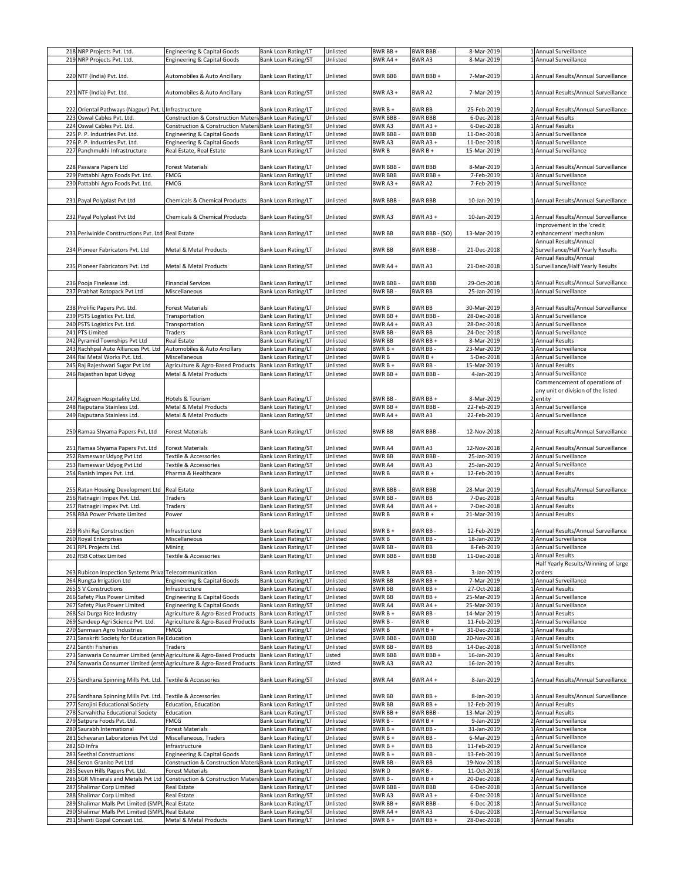| | | | | | | | | | |
|---|---|---|---|---|---|---|---|---|---|
| 218 | NRP Projects Pvt. Ltd. | Engineering & Capital Goods | Bank Loan Rating/LT | Unlisted | BWR BB + | BWR BBB - | 8-Mar-2019 | 1 | Annual Surveillance |
| 219 | NRP Projects Pvt. Ltd. | Engineering & Capital Goods | Bank Loan Rating/ST | Unlisted | BWR A4 + | BWR A3 | 8-Mar-2019 | 1 | Annual Surveillance |
| 220 | NTF (India) Pvt. Ltd. | Automobiles & Auto Ancillary | Bank Loan Rating/LT | Unlisted | BWR BBB | BWR BBB + | 7-Mar-2019 | 1 | Annual Results/Annual Surveillance |
| 221 | NTF (India) Pvt. Ltd. | Automobiles & Auto Ancillary | Bank Loan Rating/ST | Unlisted | BWR A3 + | BWR A2 | 7-Mar-2019 | 1 | Annual Results/Annual Surveillance |
| 222 | Oriental Pathways (Nagpur) Pvt. L | Infrastructure | Bank Loan Rating/LT | Unlisted | BWR B + | BWR BB | 25-Feb-2019 | 2 | Annual Results/Annual Surveillance |
| 223 | Oswal Cables Pvt. Ltd. | Construction & Construction Materi | Bank Loan Rating/LT | Unlisted | BWR BBB - | BWR BBB | 6-Dec-2018 | 1 | Annual Results |
| 224 | Oswal Cables Pvt. Ltd. | Construction & Construction Materi | Bank Loan Rating/ST | Unlisted | BWR A3 | BWR A3 + | 6-Dec-2018 | 1 | Annual Results |
| 225 | P. P. Industries Pvt. Ltd. | Engineering & Capital Goods | Bank Loan Rating/LT | Unlisted | BWR BBB - | BWR BBB | 11-Dec-2018 | 1 | Annual Surveillance |
| 226 | P. P. Industries Pvt. Ltd. | Engineering & Capital Goods | Bank Loan Rating/ST | Unlisted | BWR A3 | BWR A3 + | 11-Dec-2018 | 1 | Annual Surveillance |
| 227 | Panchmukhi Infrastructure | Real Estate, Real Estate | Bank Loan Rating/LT | Unlisted | BWR B | BWR B + | 15-Mar-2019 | 1 | Annual Surveillance |
| 228 | Paswara Papers Ltd | Forest Materials | Bank Loan Rating/LT | Unlisted | BWR BBB - | BWR BBB | 8-Mar-2019 | 1 | Annual Results/Annual Surveillance |
| 229 | Pattabhi Agro Foods Pvt. Ltd. | FMCG | Bank Loan Rating/LT | Unlisted | BWR BBB | BWR BBB + | 7-Feb-2019 | 1 | Annual Surveillance |
| 230 | Pattabhi Agro Foods Pvt. Ltd. | FMCG | Bank Loan Rating/ST | Unlisted | BWR A3 + | BWR A2 | 7-Feb-2019 | 1 | Annual Surveillance |
| 231 | Payal Polyplast Pvt Ltd | Chemicals & Chemical Products | Bank Loan Rating/LT | Unlisted | BWR BBB - | BWR BBB | 10-Jan-2019 | 1 | Annual Results/Annual Surveillance |
| 232 | Payal Polyplast Pvt Ltd | Chemicals & Chemical Products | Bank Loan Rating/ST | Unlisted | BWR A3 | BWR A3 + | 10-Jan-2019 | 1 | Annual Results/Annual Surveillance |
| 233 | Periwinkle Constructions Pvt. Ltd | Real Estate | Bank Loan Rating/LT | Unlisted | BWR BB | BWR BBB - (SO) | 13-Mar-2019 | 2 | Improvement in the 'credit enhancement' mechanism |
| 234 | Pioneer Fabricators Pvt. Ltd | Metal & Metal Products | Bank Loan Rating/LT | Unlisted | BWR BB | BWR BBB - | 21-Dec-2018 | 2 | Annual Results/Annual Surveillance/Half Yearly Results |
| 235 | Pioneer Fabricators Pvt. Ltd | Metal & Metal Products | Bank Loan Rating/ST | Unlisted | BWR A4 + | BWR A3 | 21-Dec-2018 | 1 | Annual Results/Annual Surveillance/Half Yearly Results |
| 236 | Pooja Finelease Ltd. | Financial Services | Bank Loan Rating/LT | Unlisted | BWR BBB - | BWR BBB | 29-Oct-2018 | 1 | Annual Results/Annual Surveillance |
| 237 | Prabhat Rotopack Pvt Ltd | Miscellaneous | Bank Loan Rating/LT | Unlisted | BWR BB - | BWR BB | 25-Jan-2019 | 1 | Annual Surveillance |
| 238 | Prolific Papers Pvt. Ltd. | Forest Materials | Bank Loan Rating/LT | Unlisted | BWR B | BWR BB | 30-Mar-2019 | 3 | Annual Results/Annual Surveillance |
| 239 | PSTS Logistics Pvt. Ltd. | Transportation | Bank Loan Rating/LT | Unlisted | BWR BB + | BWR BBB - | 28-Dec-2018 | 1 | Annual Surveillance |
| 240 | PSTS Logistics Pvt. Ltd. | Transportation | Bank Loan Rating/ST | Unlisted | BWR A4 + | BWR A3 | 28-Dec-2018 | 1 | Annual Surveillance |
| 241 | PTS Limited | Traders | Bank Loan Rating/LT | Unlisted | BWR BB - | BWR BB | 24-Dec-2018 | 1 | Annual Surveillance |
| 242 | Pyramid Townships Pvt Ltd | Real Estate | Bank Loan Rating/LT | Unlisted | BWR BB | BWR BB + | 8-Mar-2019 | 1 | Annual Results |
| 243 | Rachhpal Auto Alliances Pvt. Ltd | Automobiles & Auto Ancillary | Bank Loan Rating/LT | Unlisted | BWR B + | BWR BB - | 23-Mar-2019 | 1 | Annual Surveillance |
| 244 | Rai Metal Works Pvt. Ltd. | Miscellaneous | Bank Loan Rating/LT | Unlisted | BWR B | BWR B + | 5-Dec-2018 | 1 | Annual Surveillance |
| 245 | Raj Rajeshwari Sugar Pvt Ltd | Agriculture & Agro-Based Products | Bank Loan Rating/LT | Unlisted | BWR B + | BWR BB - | 15-Mar-2019 | 1 | Annual Results |
| 246 | Rajasthan Ispat Udyog | Metal & Metal Products | Bank Loan Rating/LT | Unlisted | BWR BB + | BWR BBB - | 4-Jan-2019 | 1 | Annual Surveillance |
| 247 | Rajgreen Hospitality Ltd. | Hotels & Tourism | Bank Loan Rating/LT | Unlisted | BWR BB - | BWR BB + | 8-Mar-2019 | 2 | Commencement of operations of any unit or division of the listed entity |
| 248 | Rajputana Stainless Ltd. | Metal & Metal Products | Bank Loan Rating/LT | Unlisted | BWR BB + | BWR BBB - | 22-Feb-2019 | 1 | Annual Surveillance |
| 249 | Rajputana Stainless Ltd. | Metal & Metal Products | Bank Loan Rating/ST | Unlisted | BWR A4 + | BWR A3 | 22-Feb-2019 | 1 | Annual Surveillance |
| 250 | Ramaa Shyama Papers Pvt. Ltd | Forest Materials | Bank Loan Rating/LT | Unlisted | BWR BB | BWR BBB - | 12-Nov-2018 | 2 | Annual Results/Annual Surveillance |
| 251 | Ramaa Shyama Papers Pvt. Ltd | Forest Materials | Bank Loan Rating/ST | Unlisted | BWR A4 | BWR A3 | 12-Nov-2018 | 2 | Annual Results/Annual Surveillance |
| 252 | Rameswar Udyog Pvt Ltd | Textile & Accessories | Bank Loan Rating/LT | Unlisted | BWR BB | BWR BBB - | 25-Jan-2019 | 2 | Annual Surveillance |
| 253 | Rameswar Udyog Pvt Ltd | Textile & Accessories | Bank Loan Rating/ST | Unlisted | BWR A4 | BWR A3 | 25-Jan-2019 | 2 | Annual Surveillance |
| 254 | Ranish Impex Pvt. Ltd. | Pharma & Healthcare | Bank Loan Rating/LT | Unlisted | BWR B | BWR B + | 12-Feb-2019 | 1 | Annual Results |
| 255 | Ratan Housing Development Ltd | Real Estate | Bank Loan Rating/LT | Unlisted | BWR BBB - | BWR BBB | 28-Mar-2019 | 1 | Annual Results/Annual Surveillance |
| 256 | Ratnagiri Impex Pvt. Ltd. | Traders | Bank Loan Rating/LT | Unlisted | BWR BB - | BWR BB | 7-Dec-2018 | 1 | Annual Results |
| 257 | Ratnagiri Impex Pvt. Ltd. | Traders | Bank Loan Rating/ST | Unlisted | BWR A4 | BWR A4 + | 7-Dec-2018 | 1 | Annual Results |
| 258 | RBA Power Private Limited | Power | Bank Loan Rating/LT | Unlisted | BWR B | BWR B + | 21-Mar-2019 | 1 | Annual Results |
| 259 | Rishi Raj Construction | Infrastructure | Bank Loan Rating/LT | Unlisted | BWR B + | BWR BB - | 12-Feb-2019 | 1 | Annual Results/Annual Surveillance |
| 260 | Royal Enterprises | Miscellaneous | Bank Loan Rating/LT | Unlisted | BWR B | BWR BB - | 18-Jan-2019 | 2 | Annual Surveillance |
| 261 | RPL Projects Ltd. | Mining | Bank Loan Rating/LT | Unlisted | BWR BB - | BWR BB | 8-Feb-2019 | 1 | Annual Surveillance |
| 262 | RSB Cottex Limited | Textile & Accessories | Bank Loan Rating/LT | Unlisted | BWR BBB - | BWR BBB | 11-Dec-2018 | 1 | Annual Results |
| 263 | Rubicon Inspection Systems Privat | Telecommunication | Bank Loan Rating/LT | Unlisted | BWR B | BWR BB - | 3-Jan-2019 | 2 | Half Yearly Results/Winning of large orders |
| 264 | Rungta Irrigation Ltd | Engineering & Capital Goods | Bank Loan Rating/LT | Unlisted | BWR BB | BWR BB + | 7-Mar-2019 | 1 | Annual Surveillance |
| 265 | S V Constructions | Infrastructure | Bank Loan Rating/LT | Unlisted | BWR BB | BWR BB + | 27-Oct-2018 | 1 | Annual Results |
| 266 | Safety Plus Power Limited | Engineering & Capital Goods | Bank Loan Rating/LT | Unlisted | BWR BB | BWR BB + | 25-Mar-2019 | 1 | Annual Surveillance |
| 267 | Safety Plus Power Limited | Engineering & Capital Goods | Bank Loan Rating/ST | Unlisted | BWR A4 | BWR A4 + | 25-Mar-2019 | 1 | Annual Surveillance |
| 268 | Sai Durga Rice Industry | Agriculture & Agro-Based Products | Bank Loan Rating/LT | Unlisted | BWR B + | BWR BB - | 14-Mar-2019 | 1 | Annual Results |
| 269 | Sandeep Agri Science Pvt. Ltd. | Agriculture & Agro-Based Products | Bank Loan Rating/LT | Unlisted | BWR B - | BWR B | 11-Feb-2019 | 1 | Annual Surveillance |
| 270 | Sanmaan Agro Industries | FMCG | Bank Loan Rating/LT | Unlisted | BWR B | BWR B + | 31-Dec-2018 | 1 | Annual Results |
| 271 | Sanskriti Society for Education Re | Education | Bank Loan Rating/LT | Unlisted | BWR BBB - | BWR BBB | 20-Nov-2018 | 1 | Annual Results |
| 272 | Santhi Fisheries | Traders | Bank Loan Rating/LT | Unlisted | BWR BB - | BWR BB | 14-Dec-2018 | 1 | Annual Surveillance |
| 273 | Sanwaria Consumer Limited (erst | Agriculture & Agro-Based Products | Bank Loan Rating/LT | Listed | BWR BBB | BWR BBB + | 16-Jan-2019 | 1 | Annual Results |
| 274 | Sanwaria Consumer Limited (erst | Agriculture & Agro-Based Products | Bank Loan Rating/ST | Listed | BWR A3 | BWR A2 | 16-Jan-2019 | 2 | Annual Results |
| 275 | Sardhana Spinning Mills Pvt. Ltd. | Textile & Accessories | Bank Loan Rating/ST | Unlisted | BWR A4 | BWR A4 + | 8-Jan-2019 | 1 | Annual Results/Annual Surveillance |
| 276 | Sardhana Spinning Mills Pvt. Ltd. | Textile & Accessories | Bank Loan Rating/LT | Unlisted | BWR BB | BWR BB + | 8-Jan-2019 | 1 | Annual Results/Annual Surveillance |
| 277 | Sarojini Educational Society | Education, Education | Bank Loan Rating/LT | Unlisted | BWR BB | BWR BB + | 12-Feb-2019 | 1 | Annual Results |
| 278 | Sarvahitha Educational Society | Education | Bank Loan Rating/LT | Unlisted | BWR BB + | BWR BBB - | 13-Mar-2019 | 1 | Annual Results |
| 279 | Satpura Foods Pvt. Ltd. | FMCG | Bank Loan Rating/LT | Unlisted | BWR B - | BWR B + | 9-Jan-2019 | 2 | Annual Surveillance |
| 280 | Saurabh International | Forest Materials | Bank Loan Rating/LT | Unlisted | BWR B + | BWR BB - | 31-Jan-2019 | 1 | Annual Surveillance |
| 281 | Schevaran Laboratories Pvt Ltd | Miscellaneous, Traders | Bank Loan Rating/LT | Unlisted | BWR B + | BWR BB - | 6-Mar-2019 | 1 | Annual Surveillance |
| 282 | SD Infra | Infrastructure | Bank Loan Rating/LT | Unlisted | BWR B + | BWR BB | 11-Feb-2019 | 2 | Annual Surveillance |
| 283 | Seethal Constructions | Engineering & Capital Goods | Bank Loan Rating/LT | Unlisted | BWR B + | BWR BB - | 13-Feb-2019 | 1 | Annual Surveillance |
| 284 | Seron Granito Pvt Ltd | Construction & Construction Materi | Bank Loan Rating/LT | Unlisted | BWR BB - | BWR BB | 19-Nov-2018 | 1 | Annual Surveillance |
| 285 | Seven Hills Papers Pvt. Ltd. | Forest Materials | Bank Loan Rating/LT | Unlisted | BWR D | BWR B - | 11-Oct-2018 | 4 | Annual Surveillance |
| 286 | SGR Minerals and Metals Pvt Ltd | Construction & Construction Materi | Bank Loan Rating/LT | Unlisted | BWR B - | BWR B + | 20-Dec-2018 | 2 | Annual Results |
| 287 | Shalimar Corp Limited | Real Estate | Bank Loan Rating/LT | Unlisted | BWR BBB - | BWR BBB | 6-Dec-2018 | 1 | Annual Surveillance |
| 288 | Shalimar Corp Limited | Real Estate | Bank Loan Rating/ST | Unlisted | BWR A3 | BWR A3 + | 6-Dec-2018 | 1 | Annual Surveillance |
| 289 | Shalimar Malls Pvt Limited (SMPL | Real Estate | Bank Loan Rating/LT | Unlisted | BWR BB + | BWR BBB - | 6-Dec-2018 | 1 | Annual Surveillance |
| 290 | Shalimar Malls Pvt Limited (SMPL | Real Estate | Bank Loan Rating/ST | Unlisted | BWR A4 + | BWR A3 | 6-Dec-2018 | 1 | Annual Surveillance |
| 291 | Shanti Gopal Concast Ltd. | Metal & Metal Products | Bank Loan Rating/LT | Unlisted | BWR B + | BWR BB + | 28-Dec-2018 | 3 | Annual Results |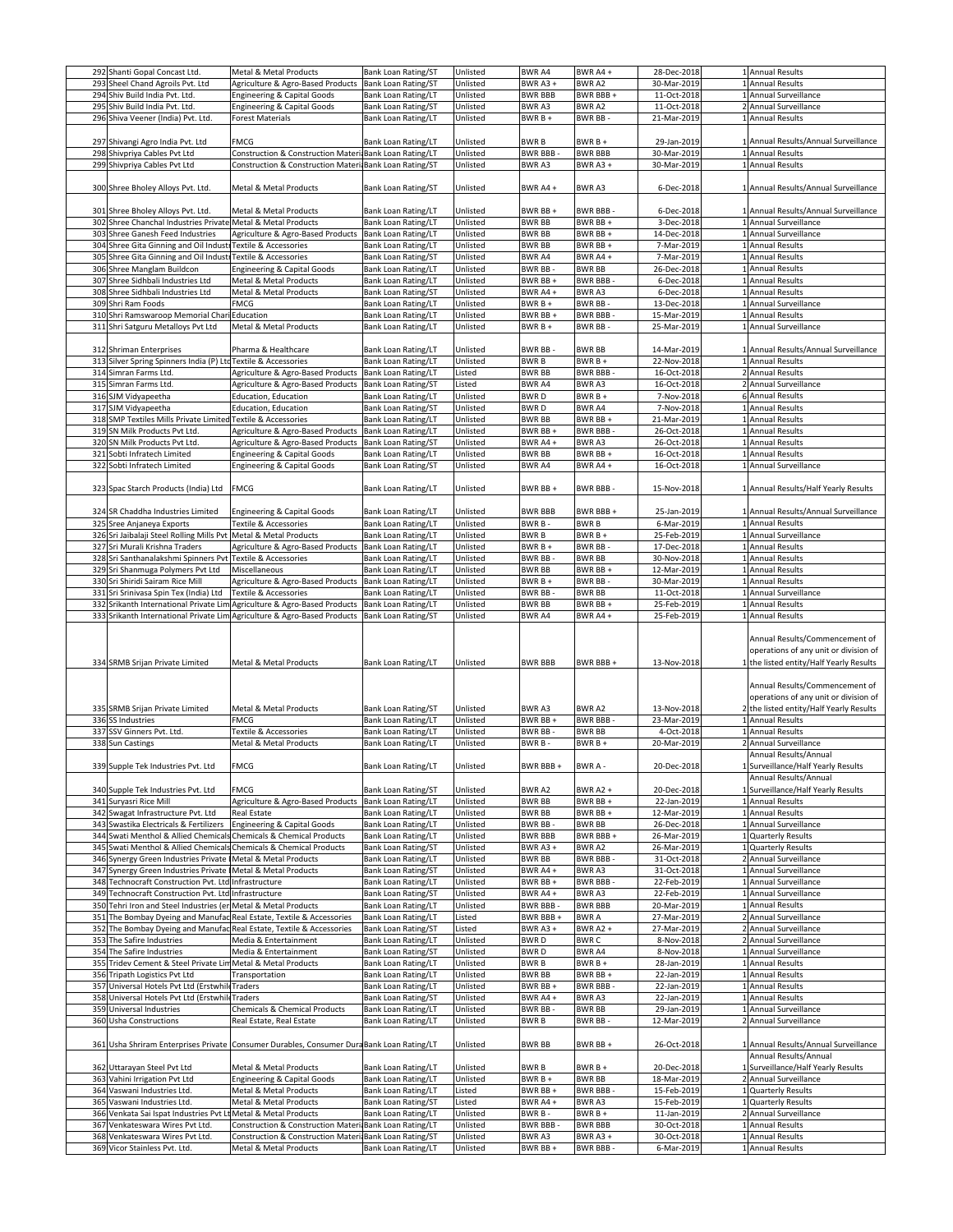| 292 | Shanti Gopal Concast Ltd. | Metal & Metal Products | Bank Loan Rating/ST | Unlisted | BWR A4 | BWR A4 + | 28-Dec-2018 | 1 | Annual Results |
|---|---|---|---|---|---|---|---|---|---|
| 293 | Sheel Chand Agroils Pvt. Ltd | Agriculture & Agro-Based Products | Bank Loan Rating/ST | Unlisted | BWR A3 + | BWR A2 | 30-Mar-2019 | 1 | Annual Results |
| 294 | Shiv Build India Pvt. Ltd. | Engineering & Capital Goods | Bank Loan Rating/LT | Unlisted | BWR BBB | BWR BBB + | 11-Oct-2018 | 1 | Annual Surveillance |
| 295 | Shiv Build India Pvt. Ltd. | Engineering & Capital Goods | Bank Loan Rating/ST | Unlisted | BWR A3 | BWR A2 | 11-Oct-2018 | 2 | Annual Surveillance |
| 296 | Shiva Veneer (India) Pvt. Ltd. | Forest Materials | Bank Loan Rating/LT | Unlisted | BWR B + | BWR BB - | 21-Mar-2019 | 1 | Annual Results |
| 297 | Shivangi Agro India Pvt. Ltd | FMCG | Bank Loan Rating/LT | Unlisted | BWR B | BWR B + | 29-Jan-2019 | 1 | Annual Results/Annual Surveillance |
| 298 | Shivpriya Cables Pvt Ltd | Construction & Construction Materi | Bank Loan Rating/LT | Unlisted | BWR BBB - | BWR BBB | 30-Mar-2019 | 1 | Annual Results |
| 299 | Shivpriya Cables Pvt Ltd | Construction & Construction Materi | Bank Loan Rating/ST | Unlisted | BWR A3 | BWR A3 + | 30-Mar-2019 | 1 | Annual Results |
| 300 | Shree Bholey Alloys Pvt. Ltd. | Metal & Metal Products | Bank Loan Rating/ST | Unlisted | BWR A4 + | BWR A3 | 6-Dec-2018 | 1 | Annual Results/Annual Surveillance |
| 301 | Shree Bholey Alloys Pvt. Ltd. | Metal & Metal Products | Bank Loan Rating/LT | Unlisted | BWR BB + | BWR BBB - | 6-Dec-2018 | 1 | Annual Results/Annual Surveillance |
| 302 | Shree Chanchal Industries Private | Metal & Metal Products | Bank Loan Rating/LT | Unlisted | BWR BB | BWR BB + | 3-Dec-2018 | 1 | Annual Surveillance |
| 303 | Shree Ganesh Feed Industries | Agriculture & Agro-Based Products | Bank Loan Rating/LT | Unlisted | BWR BB | BWR BB + | 14-Dec-2018 | 1 | Annual Surveillance |
| 304 | Shree Gita Ginning and Oil Industr | Textile & Accessories | Bank Loan Rating/LT | Unlisted | BWR BB | BWR BB + | 7-Mar-2019 | 1 | Annual Results |
| 305 | Shree Gita Ginning and Oil Industr | Textile & Accessories | Bank Loan Rating/ST | Unlisted | BWR A4 | BWR A4 + | 7-Mar-2019 | 1 | Annual Results |
| 306 | Shree Manglam Buildcon | Engineering & Capital Goods | Bank Loan Rating/LT | Unlisted | BWR BB - | BWR BB | 26-Dec-2018 | 1 | Annual Results |
| 307 | Shree Sidhbali Industries Ltd | Metal & Metal Products | Bank Loan Rating/LT | Unlisted | BWR BB + | BWR BBB - | 6-Dec-2018 | 1 | Annual Results |
| 308 | Shree Sidhbali Industries Ltd | Metal & Metal Products | Bank Loan Rating/ST | Unlisted | BWR A4 + | BWR A3 | 6-Dec-2018 | 1 | Annual Results |
| 309 | Shri Ram Foods | FMCG | Bank Loan Rating/LT | Unlisted | BWR B + | BWR BB - | 13-Dec-2018 | 1 | Annual Surveillance |
| 310 | Shri Ramswaroop Memorial Chari | Education | Bank Loan Rating/LT | Unlisted | BWR BB + | BWR BBB - | 15-Mar-2019 | 1 | Annual Results |
| 311 | Shri Satguru Metalloys Pvt Ltd | Metal & Metal Products | Bank Loan Rating/LT | Unlisted | BWR B + | BWR BB - | 25-Mar-2019 | 1 | Annual Surveillance |
| 312 | Shriman Enterprises | Pharma & Healthcare | Bank Loan Rating/LT | Unlisted | BWR BB - | BWR BB | 14-Mar-2019 | 1 | Annual Results/Annual Surveillance |
| 313 | Silver Spring Spinners India (P) Ltd | Textile & Accessories | Bank Loan Rating/LT | Unlisted | BWR B | BWR B + | 22-Nov-2018 | 1 | Annual Results |
| 314 | Simran Farms Ltd. | Agriculture & Agro-Based Products | Bank Loan Rating/LT | Listed | BWR BB | BWR BBB - | 16-Oct-2018 | 2 | Annual Results |
| 315 | Simran Farms Ltd. | Agriculture & Agro-Based Products | Bank Loan Rating/ST | Listed | BWR A4 | BWR A3 | 16-Oct-2018 | 2 | Annual Surveillance |
| 316 | SJM Vidyapeetha | Education, Education | Bank Loan Rating/LT | Unlisted | BWR D | BWR B + | 7-Nov-2018 | 6 | Annual Results |
| 317 | SJM Vidyapeetha | Education, Education | Bank Loan Rating/ST | Unlisted | BWR D | BWR A4 | 7-Nov-2018 | 1 | Annual Results |
| 318 | SMP Textiles Mills Private Limited | Textile & Accessories | Bank Loan Rating/LT | Unlisted | BWR BB | BWR BB + | 21-Mar-2019 | 1 | Annual Results |
| 319 | SN Milk Products Pvt Ltd. | Agriculture & Agro-Based Products | Bank Loan Rating/LT | Unlisted | BWR BB + | BWR BBB - | 26-Oct-2018 | 1 | Annual Results |
| 320 | SN Milk Products Pvt Ltd. | Agriculture & Agro-Based Products | Bank Loan Rating/ST | Unlisted | BWR A4 + | BWR A3 | 26-Oct-2018 | 1 | Annual Results |
| 321 | Sobti Infratech Limited | Engineering & Capital Goods | Bank Loan Rating/LT | Unlisted | BWR BB | BWR BB + | 16-Oct-2018 | 1 | Annual Results |
| 322 | Sobti Infratech Limited | Engineering & Capital Goods | Bank Loan Rating/ST | Unlisted | BWR A4 | BWR A4 + | 16-Oct-2018 | 1 | Annual Surveillance |
| 323 | Spac Starch Products (India) Ltd | FMCG | Bank Loan Rating/LT | Unlisted | BWR BB + | BWR BBB - | 15-Nov-2018 | 1 | Annual Results/Half Yearly Results |
| 324 | SR Chaddha Industries Limited | Engineering & Capital Goods | Bank Loan Rating/LT | Unlisted | BWR BBB | BWR BBB + | 25-Jan-2019 | 1 | Annual Results/Annual Surveillance |
| 325 | Sree Anjaneya Exports | Textile & Accessories | Bank Loan Rating/LT | Unlisted | BWR B - | BWR B | 6-Mar-2019 | 1 | Annual Results |
| 326 | Sri Jaibalaji Steel Rolling Mills Pvt | Metal & Metal Products | Bank Loan Rating/LT | Unlisted | BWR B | BWR B + | 25-Feb-2019 | 1 | Annual Surveillance |
| 327 | Sri Murali Krishna Traders | Agriculture & Agro-Based Products | Bank Loan Rating/LT | Unlisted | BWR B + | BWR BB - | 17-Dec-2018 | 1 | Annual Results |
| 328 | Sri Santhanalakshmi Spinners Pvt | Textile & Accessories | Bank Loan Rating/LT | Unlisted | BWR BB - | BWR BB | 30-Nov-2018 | 1 | Annual Results |
| 329 | Sri Shanmuga Polymers Pvt Ltd | Miscellaneous | Bank Loan Rating/LT | Unlisted | BWR BB | BWR BB + | 12-Mar-2019 | 1 | Annual Results |
| 330 | Sri Shiridi Sairam Rice Mill | Agriculture & Agro-Based Products | Bank Loan Rating/LT | Unlisted | BWR B + | BWR BB - | 30-Mar-2019 | 1 | Annual Results |
| 331 | Sri Srinivasa Spin Tex (India) Ltd | Textile & Accessories | Bank Loan Rating/LT | Unlisted | BWR BB - | BWR BB | 11-Oct-2018 | 1 | Annual Surveillance |
| 332 | Srikanth International Private Lim | Agriculture & Agro-Based Products | Bank Loan Rating/LT | Unlisted | BWR BB | BWR BB + | 25-Feb-2019 | 1 | Annual Results |
| 333 | Srikanth International Private Lim | Agriculture & Agro-Based Products | Bank Loan Rating/ST | Unlisted | BWR A4 | BWR A4 + | 25-Feb-2019 | 1 | Annual Results |
| 334 | SRMB Srijan Private Limited | Metal & Metal Products | Bank Loan Rating/LT | Unlisted | BWR BBB | BWR BBB + | 13-Nov-2018 | 1 | Annual Results/Commencement of operations of any unit or division of the listed entity/Half Yearly Results |
| 335 | SRMB Srijan Private Limited | Metal & Metal Products | Bank Loan Rating/ST | Unlisted | BWR A3 | BWR A2 | 13-Nov-2018 | 2 | Annual Results/Commencement of operations of any unit or division of the listed entity/Half Yearly Results |
| 336 | SS Industries | FMCG | Bank Loan Rating/LT | Unlisted | BWR BB + | BWR BBB - | 23-Mar-2019 | 1 | Annual Results |
| 337 | SSV Ginners Pvt. Ltd. | Textile & Accessories | Bank Loan Rating/LT | Unlisted | BWR BB - | BWR BB | 4-Oct-2018 | 1 | Annual Results |
| 338 | Sun Castings | Metal & Metal Products | Bank Loan Rating/LT | Unlisted | BWR B - | BWR B + | 20-Mar-2019 | 2 | Annual Surveillance |
| 339 | Supple Tek Industries Pvt. Ltd | FMCG | Bank Loan Rating/LT | Unlisted | BWR BBB + | BWR A - | 20-Dec-2018 | 1 | Annual Results/Annual Surveillance/Half Yearly Results |
| 340 | Supple Tek Industries Pvt. Ltd | FMCG | Bank Loan Rating/ST | Unlisted | BWR A2 | BWR A2 + | 20-Dec-2018 | 1 | Annual Results/Annual Surveillance/Half Yearly Results |
| 341 | Suryasri Rice Mill | Agriculture & Agro-Based Products | Bank Loan Rating/LT | Unlisted | BWR BB | BWR BB + | 22-Jan-2019 | 1 | Annual Results |
| 342 | Swagat Infrastructure Pvt. Ltd | Real Estate | Bank Loan Rating/LT | Unlisted | BWR BB | BWR BB + | 12-Mar-2019 | 1 | Annual Results |
| 343 | Swastika Electricals & Fertilizers | Engineering & Capital Goods | Bank Loan Rating/LT | Unlisted | BWR BB - | BWR BB | 26-Dec-2018 | 1 | Annual Surveillance |
| 344 | Swati Menthol & Allied Chemicals | Chemicals & Chemical Products | Bank Loan Rating/LT | Unlisted | BWR BBB | BWR BBB + | 26-Mar-2019 | 1 | Quarterly Results |
| 345 | Swati Menthol & Allied Chemicals | Chemicals & Chemical Products | Bank Loan Rating/ST | Unlisted | BWR A3 + | BWR A2 | 26-Mar-2019 | 1 | Quarterly Results |
| 346 | Synergy Green Industries Private | Metal & Metal Products | Bank Loan Rating/LT | Unlisted | BWR BB | BWR BBB - | 31-Oct-2018 | 2 | Annual Surveillance |
| 347 | Synergy Green Industries Private | Metal & Metal Products | Bank Loan Rating/ST | Unlisted | BWR A4 + | BWR A3 | 31-Oct-2018 | 1 | Annual Surveillance |
| 348 | Technocraft Construction Pvt. Ltd | Infrastructure | Bank Loan Rating/LT | Unlisted | BWR BB + | BWR BBB - | 22-Feb-2019 | 1 | Annual Surveillance |
| 349 | Technocraft Construction Pvt. Ltd | Infrastructure | Bank Loan Rating/ST | Unlisted | BWR A4 + | BWR A3 | 22-Feb-2019 | 1 | Annual Surveillance |
| 350 | Tehri Iron and Steel Industries (er | Metal & Metal Products | Bank Loan Rating/LT | Unlisted | BWR BBB - | BWR BBB | 20-Mar-2019 | 1 | Annual Results |
| 351 | The Bombay Dyeing and Manufac | Real Estate, Textile & Accessories | Bank Loan Rating/LT | Listed | BWR BBB + | BWR A | 27-Mar-2019 | 2 | Annual Surveillance |
| 352 | The Bombay Dyeing and Manufac | Real Estate, Textile & Accessories | Bank Loan Rating/ST | Listed | BWR A3 + | BWR A2 + | 27-Mar-2019 | 2 | Annual Surveillance |
| 353 | The Safire Industries | Media & Entertainment | Bank Loan Rating/LT | Unlisted | BWR D | BWR C | 8-Nov-2018 | 2 | Annual Surveillance |
| 354 | The Safire Industries | Media & Entertainment | Bank Loan Rating/ST | Unlisted | BWR D | BWR A4 | 8-Nov-2018 | 1 | Annual Surveillance |
| 355 | Tridev Cement & Steel Private Lim | Metal & Metal Products | Bank Loan Rating/LT | Unlisted | BWR B | BWR B + | 28-Jan-2019 | 1 | Annual Results |
| 356 | Tripath Logistics Pvt Ltd | Transportation | Bank Loan Rating/LT | Unlisted | BWR BB | BWR BB + | 22-Jan-2019 | 1 | Annual Results |
| 357 | Universal Hotels Pvt Ltd (Erstwhile | Traders | Bank Loan Rating/LT | Unlisted | BWR BB + | BWR BBB - | 22-Jan-2019 | 1 | Annual Results |
| 358 | Universal Hotels Pvt Ltd (Erstwhile | Traders | Bank Loan Rating/ST | Unlisted | BWR A4 + | BWR A3 | 22-Jan-2019 | 1 | Annual Results |
| 359 | Universal Industries | Chemicals & Chemical Products | Bank Loan Rating/LT | Unlisted | BWR BB - | BWR BB | 29-Jan-2019 | 1 | Annual Surveillance |
| 360 | Usha Constructions | Real Estate, Real Estate | Bank Loan Rating/LT | Unlisted | BWR B | BWR BB - | 12-Mar-2019 | 2 | Annual Surveillance |
| 361 | Usha Shriram Enterprises Private | Consumer Durables, Consumer Dura | Bank Loan Rating/LT | Unlisted | BWR BB | BWR BB + | 26-Oct-2018 | 1 | Annual Results/Annual Surveillance |
| 362 | Uttarayan Steel Pvt Ltd | Metal & Metal Products | Bank Loan Rating/LT | Unlisted | BWR B | BWR B + | 20-Dec-2018 | 1 | Annual Results/Annual Surveillance/Half Yearly Results |
| 363 | Vahini Irrigation Pvt Ltd | Engineering & Capital Goods | Bank Loan Rating/LT | Unlisted | BWR B + | BWR BB | 18-Mar-2019 | 2 | Annual Surveillance |
| 364 | Vaswani Industries Ltd. | Metal & Metal Products | Bank Loan Rating/LT | Listed | BWR BB + | BWR BBB - | 15-Feb-2019 | 1 | Quarterly Results |
| 365 | Vaswani Industries Ltd. | Metal & Metal Products | Bank Loan Rating/ST | Listed | BWR A4 + | BWR A3 | 15-Feb-2019 | 1 | Quarterly Results |
| 366 | Venkata Sai Ispat Industries Pvt Lt | Metal & Metal Products | Bank Loan Rating/LT | Unlisted | BWR B - | BWR B + | 11-Jan-2019 | 2 | Annual Surveillance |
| 367 | Venkateswara Wires Pvt Ltd. | Construction & Construction Materi | Bank Loan Rating/LT | Unlisted | BWR BBB - | BWR BBB | 30-Oct-2018 | 1 | Annual Results |
| 368 | Venkateswara Wires Pvt Ltd. | Construction & Construction Materi | Bank Loan Rating/ST | Unlisted | BWR A3 | BWR A3 + | 30-Oct-2018 | 1 | Annual Results |
| 369 | Vicor Stainless Pvt. Ltd. | Metal & Metal Products | Bank Loan Rating/LT | Unlisted | BWR BB + | BWR BBB - | 6-Mar-2019 | 1 | Annual Results |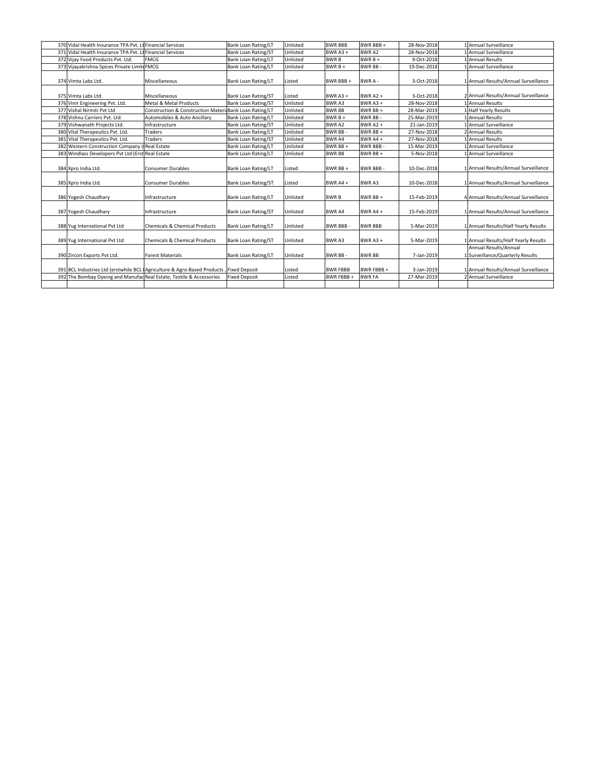| | | | | | | | | | |
|---|---|---|---|---|---|---|---|---|---|
| 370 | Vidal Health Insurance TPA Pvt. Lt | Financial Services | Bank Loan Rating/LT | Unlisted | BWR BBB | BWR BBB + | 28-Nov-2018 | 1 | Annual Surveillance |
| 371 | Vidal Health Insurance TPA Pvt. Lt | Financial Services | Bank Loan Rating/ST | Unlisted | BWR A3 + | BWR A2 | 28-Nov-2018 | 1 | Annual Surveillance |
| 372 | Vijay Food Products Pvt. Ltd. | FMCG | Bank Loan Rating/LT | Unlisted | BWR B | BWR B + | 9-Oct-2018 | 1 | Annual Results |
| 373 | Vijayakrishna Spices Private Limit | FMCG | Bank Loan Rating/LT | Unlisted | BWR B + | BWR BB - | 19-Dec-2018 | 1 | Annual Surveillance |
| 374 | Vimta Labs Ltd. | Miscellaneous | Bank Loan Rating/LT | Listed | BWR BBB + | BWR A - | 3-Oct-2018 | 1 | Annual Results/Annual Surveillance |
| 375 | Vimta Labs Ltd. | Miscellaneous | Bank Loan Rating/ST | Listed | BWR A3 + | BWR A2 + | 3-Oct-2018 | 2 | Annual Results/Annual Surveillance |
| 376 | Vinir Engineering Pvt. Ltd. | Metal & Metal Products | Bank Loan Rating/ST | Unlisted | BWR A3 | BWR A3 + | 28-Nov-2018 | 1 | Annual Results |
| 377 | Vishal Nirmiti Pvt Ltd | Construction & Construction Materia | Bank Loan Rating/LT | Unlisted | BWR BB | BWR BB + | 28-Mar-2019 | 1 | Half Yearly Results |
| 378 | Vishnu Carriers Pvt. Ltd. | Automobiles & Auto Ancillary | Bank Loan Rating/LT | Unlisted | BWR B + | BWR BB - | 25-Mar-2019 | 1 | Annual Results |
| 379 | Vishwanath Projects Ltd. | Infrastructure | Bank Loan Rating/ST | Unlisted | BWR A2 | BWR A2 + | 21-Jan-2019 | 1 | Annual Surveillance |
| 380 | Vital Therapeutics Pvt. Ltd. | Traders | Bank Loan Rating/LT | Unlisted | BWR BB - | BWR BB + | 27-Nov-2018 | 2 | Annual Results |
| 381 | Vital Therapeutics Pvt. Ltd. | Traders | Bank Loan Rating/ST | Unlisted | BWR A4 | BWR A4 + | 27-Nov-2018 | 1 | Annual Results |
| 382 | Western Construction Company ( | Real Estate | Bank Loan Rating/LT | Unlisted | BWR BB + | BWR BBB - | 15-Mar-2019 | 1 | Annual Surveillance |
| 383 | Windlass Developers Pvt Ltd (Erst | Real Estate | Bank Loan Rating/LT | Unlisted | BWR BB | BWR BB + | 5-Nov-2018 | 1 | Annual Surveillance |
| 384 | Xpro India Ltd. | Consumer Durables | Bank Loan Rating/LT | Listed | BWR BB + | BWR BBB - | 10-Dec-2018 | 1 | Annual Results/Annual Surveillance |
| 385 | Xpro India Ltd. | Consumer Durables | Bank Loan Rating/ST | Listed | BWR A4 + | BWR A3 | 10-Dec-2018 | 1 | Annual Results/Annual Surveillance |
| 386 | Yogesh Chaudhary | Infrastructure | Bank Loan Rating/LT | Unlisted | BWR B | BWR BB + | 15-Feb-2019 | 4 | Annual Results/Annual Surveillance |
| 387 | Yogesh Chaudhary | Infrastructure | Bank Loan Rating/ST | Unlisted | BWR A4 | BWR A4 + | 15-Feb-2019 | 1 | Annual Results/Annual Surveillance |
| 388 | Yug International Pvt Ltd | Chemicals & Chemical Products | Bank Loan Rating/LT | Unlisted | BWR BBB - | BWR BBB | 5-Mar-2019 | 1 | Annual Results/Half Yearly Results |
| 389 | Yug International Pvt Ltd | Chemicals & Chemical Products | Bank Loan Rating/ST | Unlisted | BWR A3 | BWR A3 + | 5-Mar-2019 | 1 | Annual Results/Half Yearly Results |
| 390 | Zircon Exports Pvt Ltd. | Forest Materials | Bank Loan Rating/LT | Unlisted | BWR BB - | BWR BB | 7-Jan-2019 | 1 | Annual Results/Annual Surveillance/Quarterly Results |
| 391 | BCL Industries Ltd (erstwhile BCL | Agriculture & Agro-Based Products , | Fixed Deposit | Listed | BWR FBBB | BWR FBBB + | 3-Jan-2019 | 1 | Annual Results/Annual Surveillance |
| 392 | The Bombay Dyeing and Manufac | Real Estate, Textile & Accessories | Fixed Deposit | Listed | BWR FBBB + | BWR FA | 27-Mar-2019 | 2 | Annual Surveillance |